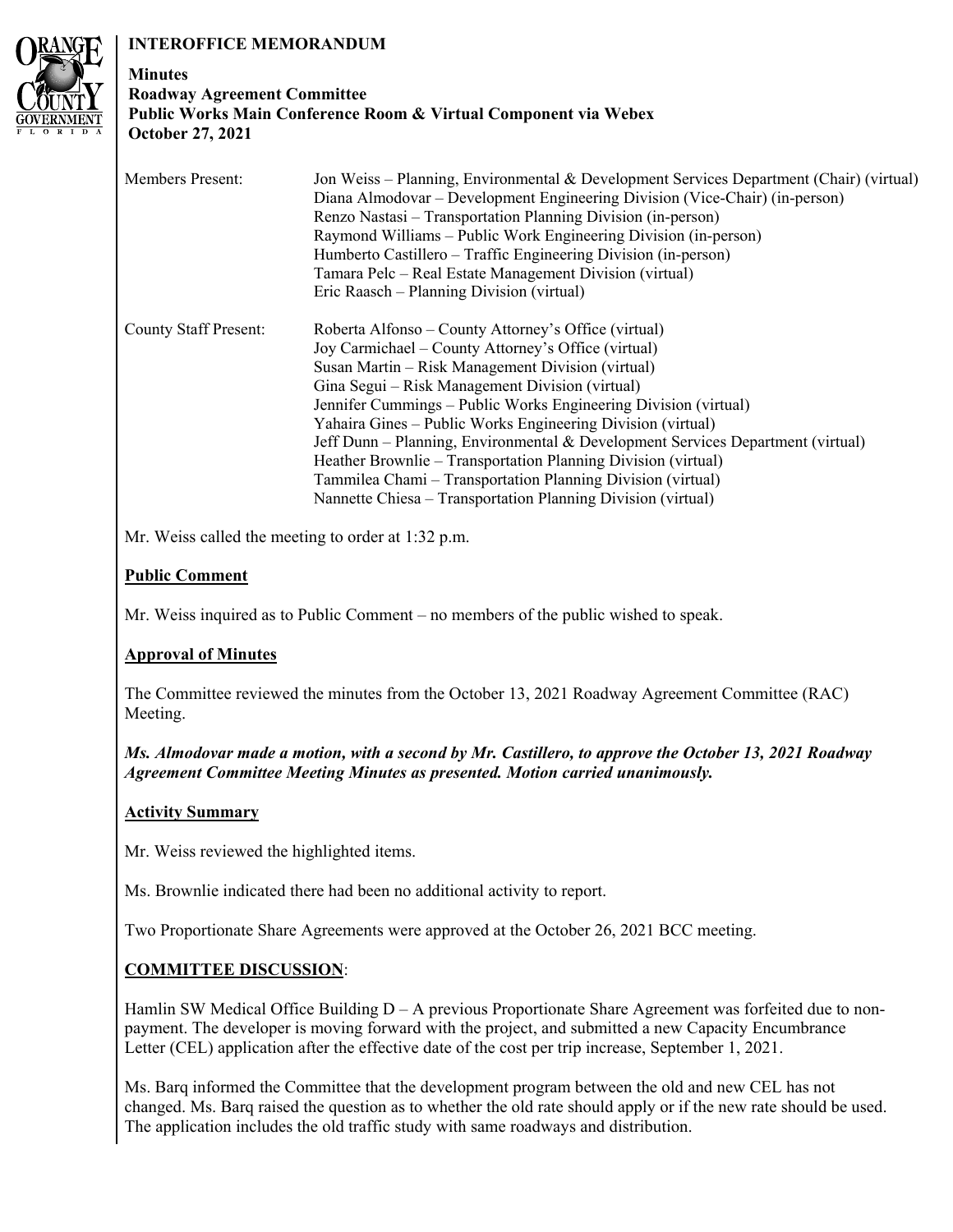**INTEROFFICE MEMORANDUM**

**Minutes**
**Roadway Agreement Committee**
**Public Works Main Conference Room & Virtual Component via Webex**
**October 27, 2021**

| | |
|---|---|
| Members Present: | Jon Weiss – Planning, Environmental & Development Services Department (Chair) (virtual)<br>Diana Almodovar – Development Engineering Division (Vice-Chair) (in-person)<br>Renzo Nastasi – Transportation Planning Division (in-person)<br>Raymond Williams – Public Work Engineering Division (in-person)<br>Humberto Castillero – Traffic Engineering Division (in-person)<br>Tamara Pelc – Real Estate Management Division (virtual)<br>Eric Raasch – Planning Division (virtual) |
| County Staff Present: | Roberta Alfonso – County Attorney's Office (virtual)<br>Joy Carmichael – County Attorney's Office (virtual)<br>Susan Martin – Risk Management Division (virtual)<br>Gina Segui – Risk Management Division (virtual)<br>Jennifer Cummings – Public Works Engineering Division (virtual)<br>Yahaira Gines – Public Works Engineering Division (virtual)<br>Jeff Dunn – Planning, Environmental & Development Services Department (virtual)<br>Heather Brownlie – Transportation Planning Division (virtual)<br>Tammilea Chami – Transportation Planning Division (virtual)<br>Nannette Chiesa – Transportation Planning Division (virtual) |

Mr. Weiss called the meeting to order at 1:32 p.m.

**Public Comment**

Mr. Weiss inquired as to Public Comment – no members of the public wished to speak.

**Approval of Minutes**

The Committee reviewed the minutes from the October 13, 2021 Roadway Agreement Committee (RAC) Meeting.

***Ms. Almodovar made a motion, with a second by Mr. Castillero, to approve the October 13, 2021 Roadway Agreement Committee Meeting Minutes as presented. Motion carried unanimously.***

**Activity Summary**

Mr. Weiss reviewed the highlighted items.

Ms. Brownlie indicated there had been no additional activity to report.

Two Proportionate Share Agreements were approved at the October 26, 2021 BCC meeting.

**COMMITTEE DISCUSSION**:

Hamlin SW Medical Office Building D – A previous Proportionate Share Agreement was forfeited due to non-payment. The developer is moving forward with the project, and submitted a new Capacity Encumbrance Letter (CEL) application after the effective date of the cost per trip increase, September 1, 2021.

Ms. Barq informed the Committee that the development program between the old and new CEL has not changed. Ms. Barq raised the question as to whether the old rate should apply or if the new rate should be used. The application includes the old traffic study with same roadways and distribution.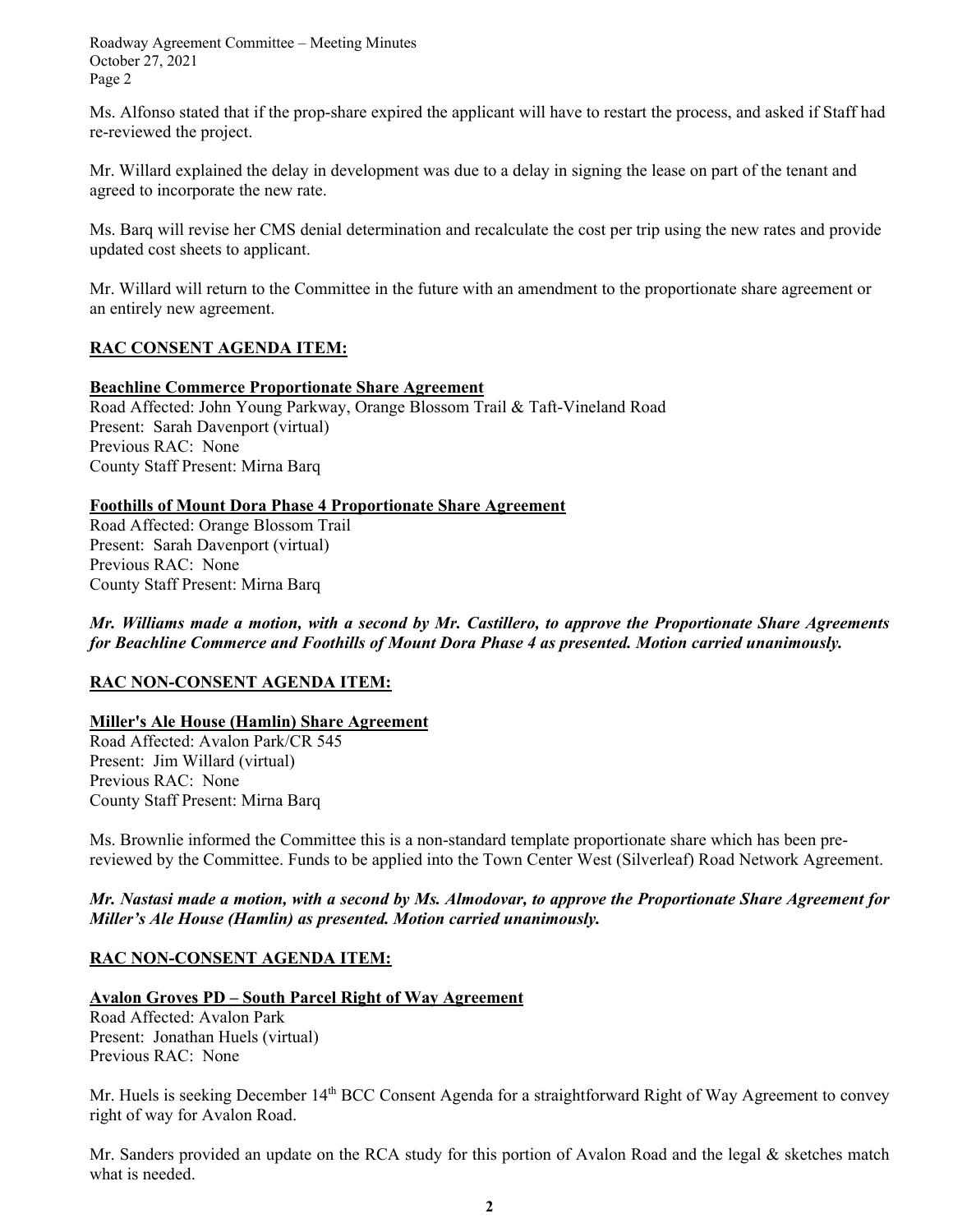Ms. Alfonso stated that if the prop-share expired the applicant will have to restart the process, and asked if Staff had re-reviewed the project.

Mr. Willard explained the delay in development was due to a delay in signing the lease on part of the tenant and agreed to incorporate the new rate.

Ms. Barq will revise her CMS denial determination and recalculate the cost per trip using the new rates and provide updated cost sheets to applicant.

Mr. Willard will return to the Committee in the future with an amendment to the proportionate share agreement or an entirely new agreement.

**RAC CONSENT AGENDA ITEM:**

**Beachline Commerce Proportionate Share Agreement**
Road Affected: John Young Parkway, Orange Blossom Trail & Taft-Vineland Road
Present: Sarah Davenport (virtual)
Previous RAC: None
County Staff Present: Mirna Barq

**Foothills of Mount Dora Phase 4 Proportionate Share Agreement**
Road Affected: Orange Blossom Trail
Present: Sarah Davenport (virtual)
Previous RAC: None
County Staff Present: Mirna Barq

***Mr. Williams made a motion, with a second by Mr. Castillero, to approve the Proportionate Share Agreements for Beachline Commerce and Foothills of Mount Dora Phase 4 as presented. Motion carried unanimously.***

**RAC NON-CONSENT AGENDA ITEM:**

**Miller's Ale House (Hamlin) Share Agreement**
Road Affected: Avalon Park/CR 545
Present: Jim Willard (virtual)
Previous RAC: None
County Staff Present: Mirna Barq

Ms. Brownlie informed the Committee this is a non-standard template proportionate share which has been pre-reviewed by the Committee. Funds to be applied into the Town Center West (Silverleaf) Road Network Agreement.

***Mr. Nastasi made a motion, with a second by Ms. Almodovar, to approve the Proportionate Share Agreement for Miller's Ale House (Hamlin) as presented. Motion carried unanimously.***

**RAC NON-CONSENT AGENDA ITEM:**

**Avalon Groves PD – South Parcel Right of Way Agreement**
Road Affected: Avalon Park
Present: Jonathan Huels (virtual)
Previous RAC: None

Mr. Huels is seeking December 14th BCC Consent Agenda for a straightforward Right of Way Agreement to convey right of way for Avalon Road.

Mr. Sanders provided an update on the RCA study for this portion of Avalon Road and the legal & sketches match what is needed.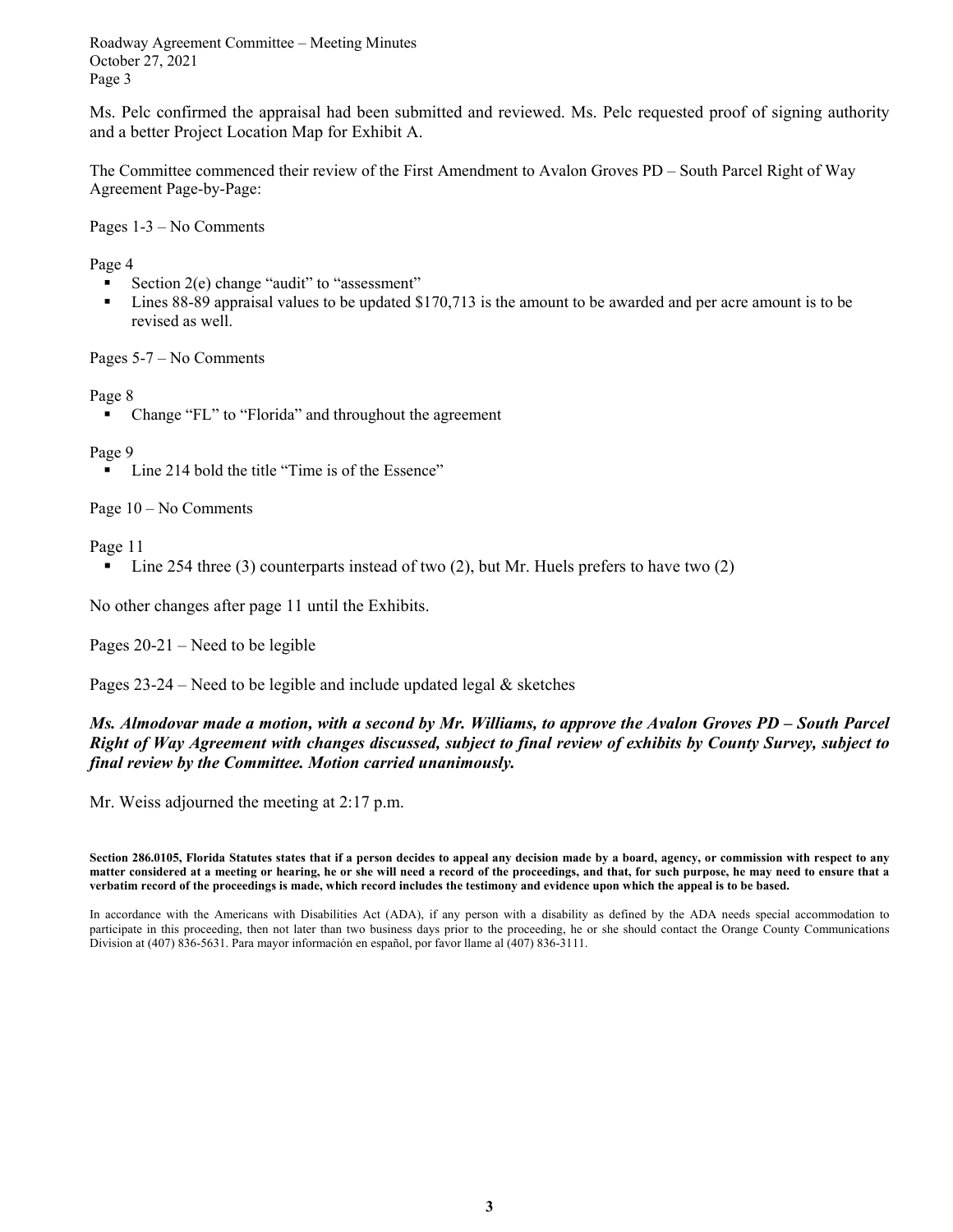Ms. Pelc confirmed the appraisal had been submitted and reviewed. Ms. Pelc requested proof of signing authority and a better Project Location Map for Exhibit A.

The Committee commenced their review of the First Amendment to Avalon Groves PD – South Parcel Right of Way Agreement Page-by-Page:

Pages 1-3 – No Comments

Page 4

- Section 2(e) change "audit" to "assessment"
- Lines 88-89 appraisal values to be updated $170,713 is the amount to be awarded and per acre amount is to be revised as well.

Pages 5-7 – No Comments

Page 8

- Change "FL" to "Florida" and throughout the agreement

Page 9

- Line 214 bold the title "Time is of the Essence"

Page 10 – No Comments

Page 11

- Line 254 three (3) counterparts instead of two (2), but Mr. Huels prefers to have two (2)

No other changes after page 11 until the Exhibits.

Pages 20-21 – Need to be legible

Pages 23-24 – Need to be legible and include updated legal & sketches

***Ms. Almodovar made a motion, with a second by Mr. Williams, to approve the Avalon Groves PD – South Parcel Right of Way Agreement with changes discussed, subject to final review of exhibits by County Survey, subject to final review by the Committee. Motion carried unanimously.***

Mr. Weiss adjourned the meeting at 2:17 p.m.

**Section 286.0105, Florida Statutes states that if a person decides to appeal any decision made by a board, agency, or commission with respect to any matter considered at a meeting or hearing, he or she will need a record of the proceedings, and that, for such purpose, he may need to ensure that a verbatim record of the proceedings is made, which record includes the testimony and evidence upon which the appeal is to be based.**

In accordance with the Americans with Disabilities Act (ADA), if any person with a disability as defined by the ADA needs special accommodation to participate in this proceeding, then not later than two business days prior to the proceeding, he or she should contact the Orange County Communications Division at (407) 836-5631. Para mayor información en español, por favor llame al (407) 836-3111.